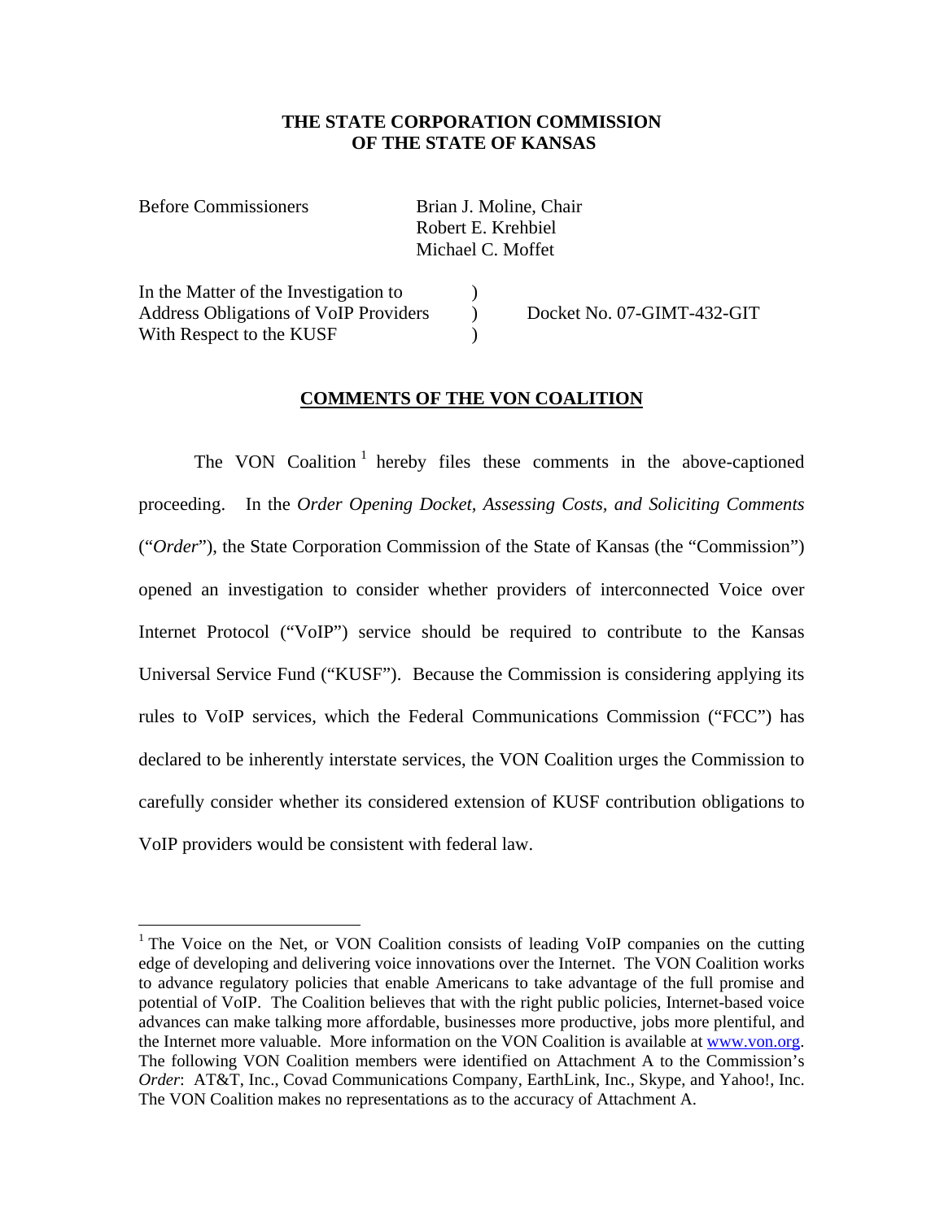**THE STATE CORPORATION COMMISSION OF THE STATE OF KANSAS**

Before Commissioners Brian J. Moline, Chair
Robert E. Krehbiel
Michael C. Moffet

In the Matter of the Investigation to Address Obligations of VoIP Providers With Respect to the KUSF ) Docket No. 07-GIMT-432-GIT

**COMMENTS OF THE VON COALITION**

The VON Coalition[1] hereby files these comments in the above-captioned proceeding. In the *Order Opening Docket, Assessing Costs, and Soliciting Comments* ("*Order*"), the State Corporation Commission of the State of Kansas (the "Commission") opened an investigation to consider whether providers of interconnected Voice over Internet Protocol ("VoIP") service should be required to contribute to the Kansas Universal Service Fund ("KUSF"). Because the Commission is considering applying its rules to VoIP services, which the Federal Communications Commission ("FCC") has declared to be inherently interstate services, the VON Coalition urges the Commission to carefully consider whether its considered extension of KUSF contribution obligations to VoIP providers would be consistent with federal law.

---

[1] The Voice on the Net, or VON Coalition consists of leading VoIP companies on the cutting edge of developing and delivering voice innovations over the Internet. The VON Coalition works to advance regulatory policies that enable Americans to take advantage of the full promise and potential of VoIP. The Coalition believes that with the right public policies, Internet-based voice advances can make talking more affordable, businesses more productive, jobs more plentiful, and the Internet more valuable. More information on the VON Coalition is available at www.von.org. The following VON Coalition members were identified on Attachment A to the Commission's *Order*: AT&T, Inc., Covad Communications Company, EarthLink, Inc., Skype, and Yahoo!, Inc. The VON Coalition makes no representations as to the accuracy of Attachment A.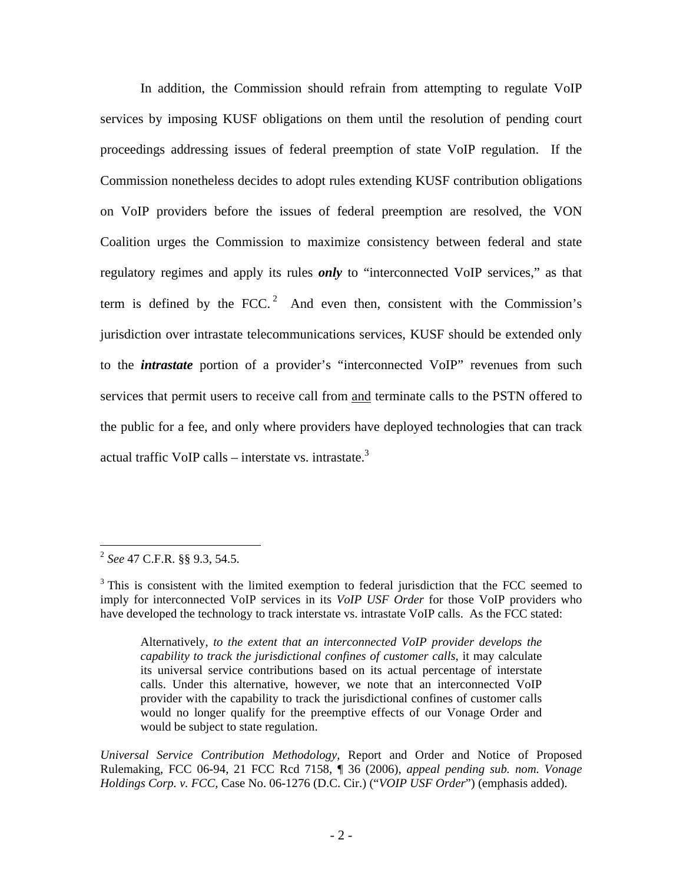In addition, the Commission should refrain from attempting to regulate VoIP services by imposing KUSF obligations on them until the resolution of pending court proceedings addressing issues of federal preemption of state VoIP regulation. If the Commission nonetheless decides to adopt rules extending KUSF contribution obligations on VoIP providers before the issues of federal preemption are resolved, the VON Coalition urges the Commission to maximize consistency between federal and state regulatory regimes and apply its rules ***only*** to "interconnected VoIP services," as that term is defined by the FCC.[2] And even then, consistent with the Commission's jurisdiction over intrastate telecommunications services, KUSF should be extended only to the ***intrastate*** portion of a provider's "interconnected VoIP" revenues from such services that permit users to receive call from <u>and</u> terminate calls to the PSTN offered to the public for a fee, and only where providers have deployed technologies that can track actual traffic VoIP calls – interstate vs. intrastate.[3]

---

[2] *See* 47 C.F.R. §§ 9.3, 54.5.

[3] This is consistent with the limited exemption to federal jurisdiction that the FCC seemed to imply for interconnected VoIP services in its *VoIP USF Order* for those VoIP providers who have developed the technology to track interstate vs. intrastate VoIP calls. As the FCC stated:

> Alternatively, *to the extent that an interconnected VoIP provider develops the capability to track the jurisdictional confines of customer calls,* it may calculate its universal service contributions based on its actual percentage of interstate calls. Under this alternative, however, we note that an interconnected VoIP provider with the capability to track the jurisdictional confines of customer calls would no longer qualify for the preemptive effects of our Vonage Order and would be subject to state regulation.

*Universal Service Contribution Methodology*, Report and Order and Notice of Proposed Rulemaking, FCC 06-94, 21 FCC Rcd 7158, ¶ 36 (2006), *appeal pending sub. nom. Vonage Holdings Corp. v. FCC,* Case No. 06-1276 (D.C. Cir.) ("*VOIP USF Order*") (emphasis added).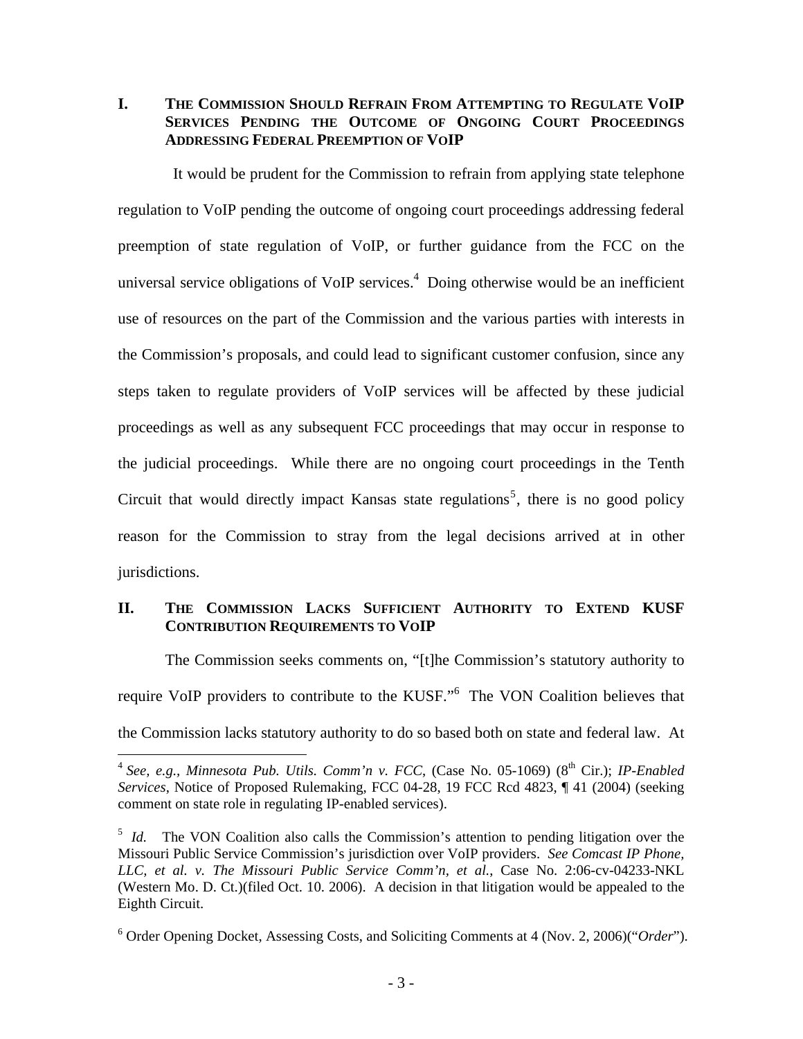## I. THE COMMISSION SHOULD REFRAIN FROM ATTEMPTING TO REGULATE VOIP SERVICES PENDING THE OUTCOME OF ONGOING COURT PROCEEDINGS ADDRESSING FEDERAL PREEMPTION OF VOIP

It would be prudent for the Commission to refrain from applying state telephone regulation to VoIP pending the outcome of ongoing court proceedings addressing federal preemption of state regulation of VoIP, or further guidance from the FCC on the universal service obligations of VoIP services.[4] Doing otherwise would be an inefficient use of resources on the part of the Commission and the various parties with interests in the Commission's proposals, and could lead to significant customer confusion, since any steps taken to regulate providers of VoIP services will be affected by these judicial proceedings as well as any subsequent FCC proceedings that may occur in response to the judicial proceedings. While there are no ongoing court proceedings in the Tenth Circuit that would directly impact Kansas state regulations[5], there is no good policy reason for the Commission to stray from the legal decisions arrived at in other jurisdictions.

## II. THE COMMISSION LACKS SUFFICIENT AUTHORITY TO EXTEND KUSF CONTRIBUTION REQUIREMENTS TO VOIP

The Commission seeks comments on, "[t]he Commission's statutory authority to require VoIP providers to contribute to the KUSF."[6] The VON Coalition believes that the Commission lacks statutory authority to do so based both on state and federal law. At

---

[4] *See, e.g.*, *Minnesota Pub. Utils. Comm'n v. FCC*, (Case No. 05-1069) (8th Cir.); *IP-Enabled Services*, Notice of Proposed Rulemaking, FCC 04-28, 19 FCC Rcd 4823, ¶ 41 (2004) (seeking comment on state role in regulating IP-enabled services).

[5] *Id.* The VON Coalition also calls the Commission's attention to pending litigation over the Missouri Public Service Commission's jurisdiction over VoIP providers. *See Comcast IP Phone, LLC, et al. v. The Missouri Public Service Comm'n, et al.*, Case No. 2:06-cv-04233-NKL (Western Mo. D. Ct.)(filed Oct. 10. 2006). A decision in that litigation would be appealed to the Eighth Circuit.

[6] Order Opening Docket, Assessing Costs, and Soliciting Comments at 4 (Nov. 2, 2006)("*Order*").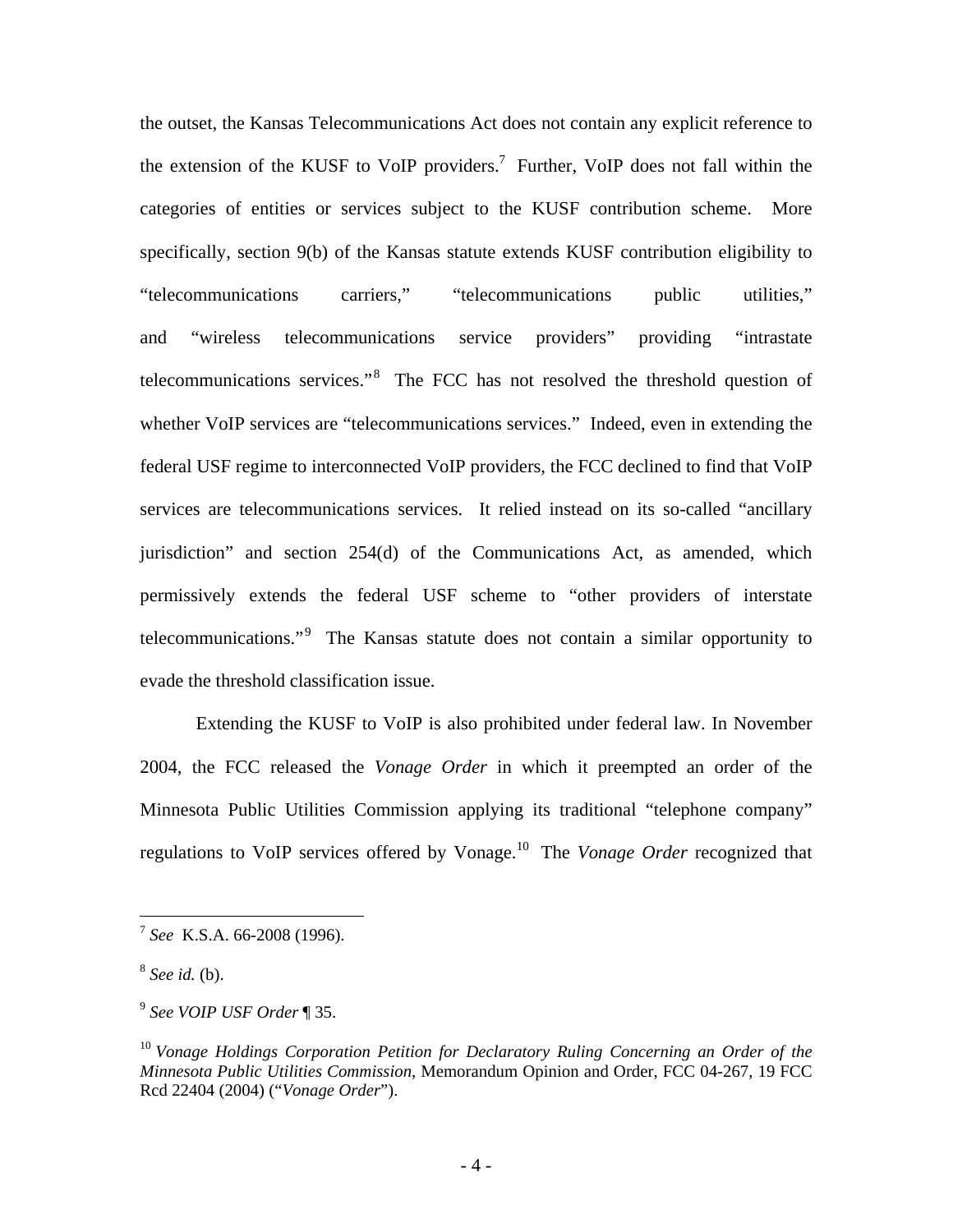the outset, the Kansas Telecommunications Act does not contain any explicit reference to the extension of the KUSF to VoIP providers.[7] Further, VoIP does not fall within the categories of entities or services subject to the KUSF contribution scheme. More specifically, section 9(b) of the Kansas statute extends KUSF contribution eligibility to "telecommunications carriers," "telecommunications public utilities," and "wireless telecommunications service providers" providing "intrastate telecommunications services."[8] The FCC has not resolved the threshold question of whether VoIP services are "telecommunications services." Indeed, even in extending the federal USF regime to interconnected VoIP providers, the FCC declined to find that VoIP services are telecommunications services. It relied instead on its so-called "ancillary jurisdiction" and section 254(d) of the Communications Act, as amended, which permissively extends the federal USF scheme to "other providers of interstate telecommunications."[9] The Kansas statute does not contain a similar opportunity to evade the threshold classification issue.

Extending the KUSF to VoIP is also prohibited under federal law. In November 2004, the FCC released the *Vonage Order* in which it preempted an order of the Minnesota Public Utilities Commission applying its traditional "telephone company" regulations to VoIP services offered by Vonage.[10] The *Vonage Order* recognized that

---

[7] *See* K.S.A. 66-2008 (1996).

[8] *See id.* (b).

[9] *See VOIP USF Order* ¶ 35.

[10] *Vonage Holdings Corporation Petition for Declaratory Ruling Concerning an Order of the Minnesota Public Utilities Commission*, Memorandum Opinion and Order, FCC 04-267, 19 FCC Rcd 22404 (2004) ("*Vonage Order*").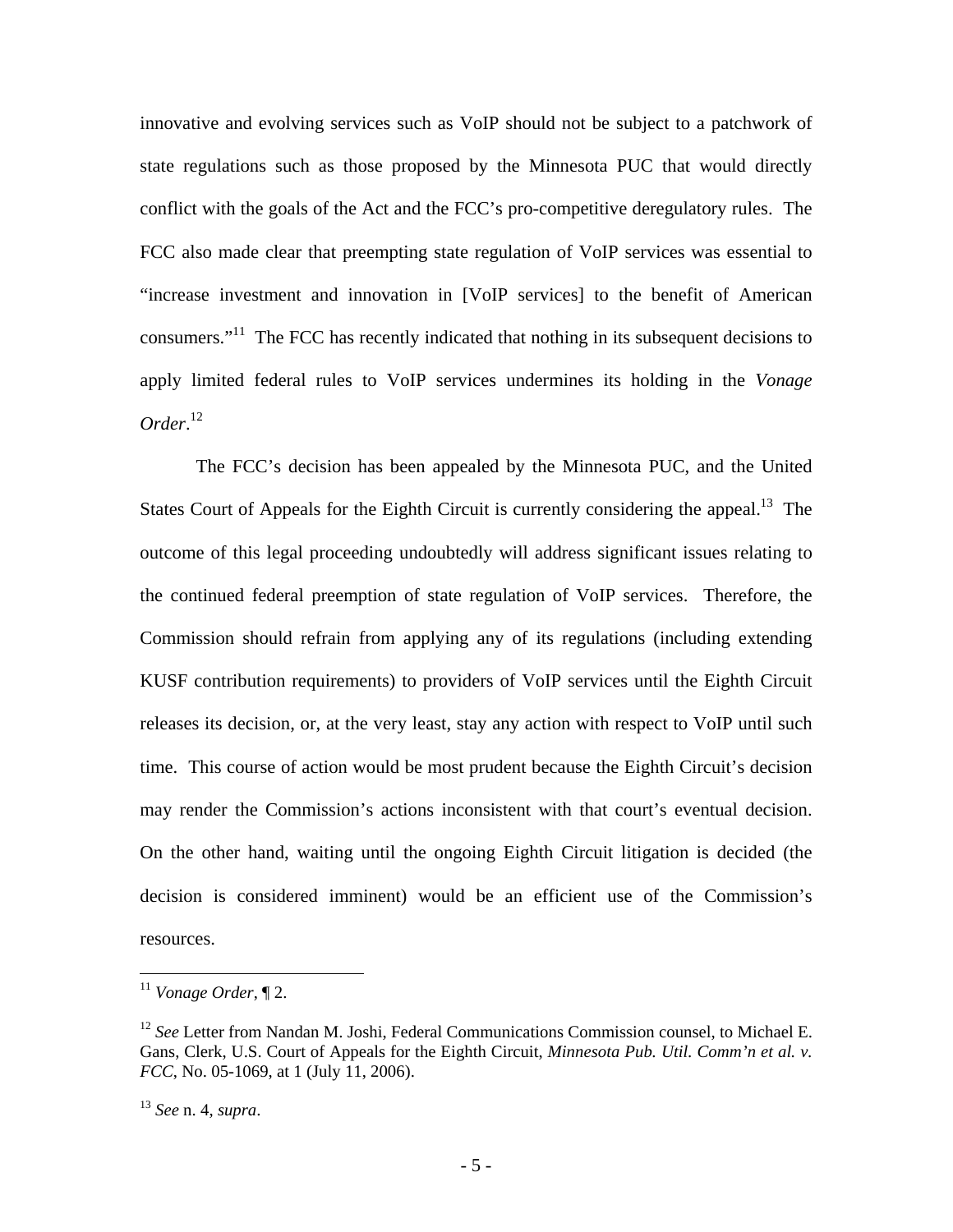innovative and evolving services such as VoIP should not be subject to a patchwork of state regulations such as those proposed by the Minnesota PUC that would directly conflict with the goals of the Act and the FCC's pro-competitive deregulatory rules. The FCC also made clear that preempting state regulation of VoIP services was essential to "increase investment and innovation in [VoIP services] to the benefit of American consumers."[11] The FCC has recently indicated that nothing in its subsequent decisions to apply limited federal rules to VoIP services undermines its holding in the *Vonage Order*.[12]

The FCC's decision has been appealed by the Minnesota PUC, and the United States Court of Appeals for the Eighth Circuit is currently considering the appeal.[13] The outcome of this legal proceeding undoubtedly will address significant issues relating to the continued federal preemption of state regulation of VoIP services. Therefore, the Commission should refrain from applying any of its regulations (including extending KUSF contribution requirements) to providers of VoIP services until the Eighth Circuit releases its decision, or, at the very least, stay any action with respect to VoIP until such time. This course of action would be most prudent because the Eighth Circuit's decision may render the Commission's actions inconsistent with that court's eventual decision. On the other hand, waiting until the ongoing Eighth Circuit litigation is decided (the decision is considered imminent) would be an efficient use of the Commission's resources.

---

[11] *Vonage Order*, ¶ 2.

[12] *See* Letter from Nandan M. Joshi, Federal Communications Commission counsel, to Michael E. Gans, Clerk, U.S. Court of Appeals for the Eighth Circuit, *Minnesota Pub. Util. Comm'n et al. v. FCC*, No. 05-1069, at 1 (July 11, 2006).

[13] *See* n. 4, *supra*.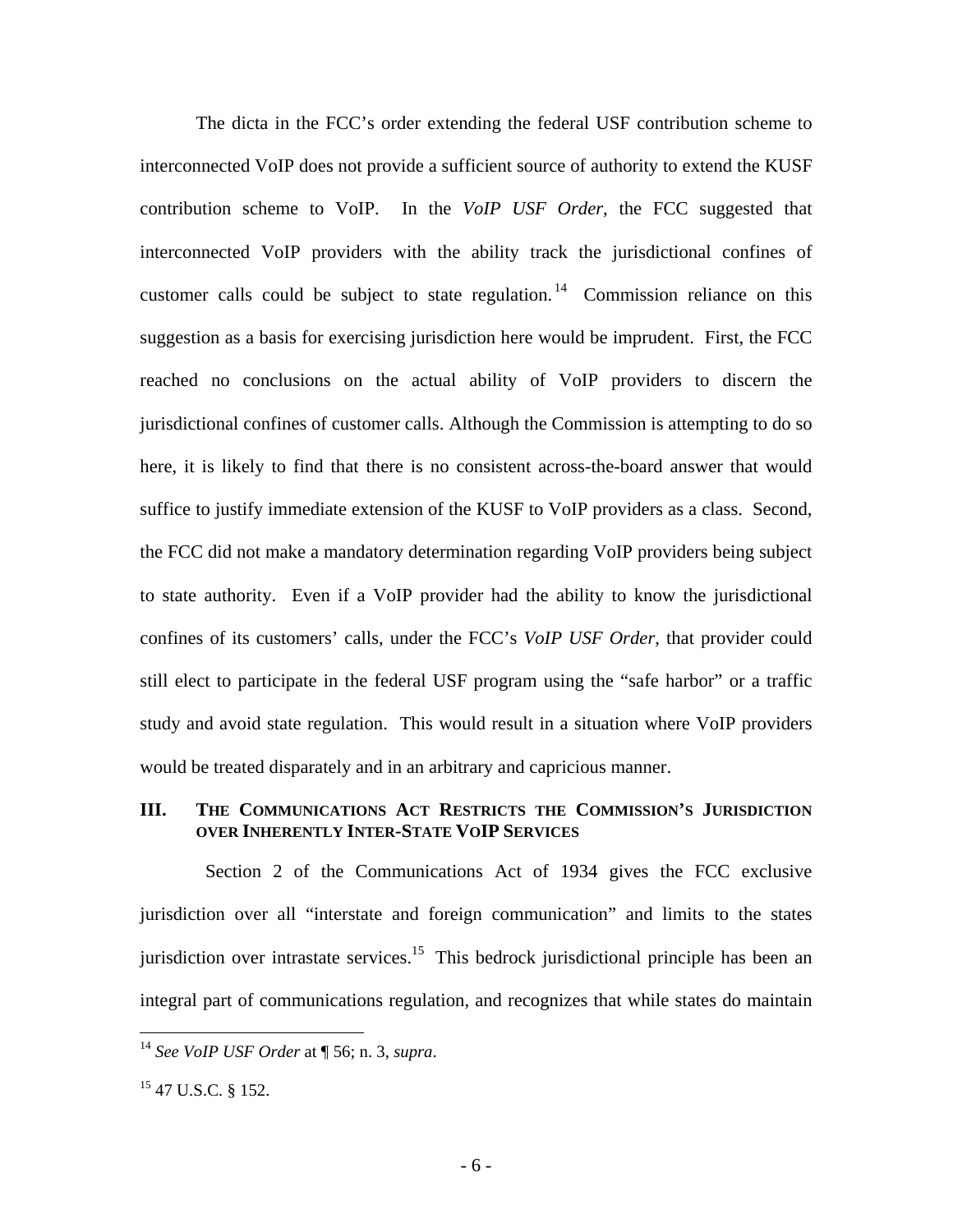The dicta in the FCC's order extending the federal USF contribution scheme to interconnected VoIP does not provide a sufficient source of authority to extend the KUSF contribution scheme to VoIP. In the *VoIP USF Order*, the FCC suggested that interconnected VoIP providers with the ability track the jurisdictional confines of customer calls could be subject to state regulation.[14] Commission reliance on this suggestion as a basis for exercising jurisdiction here would be imprudent. First, the FCC reached no conclusions on the actual ability of VoIP providers to discern the jurisdictional confines of customer calls. Although the Commission is attempting to do so here, it is likely to find that there is no consistent across-the-board answer that would suffice to justify immediate extension of the KUSF to VoIP providers as a class. Second, the FCC did not make a mandatory determination regarding VoIP providers being subject to state authority. Even if a VoIP provider had the ability to know the jurisdictional confines of its customers' calls, under the FCC's *VoIP USF Order*, that provider could still elect to participate in the federal USF program using the "safe harbor" or a traffic study and avoid state regulation. This would result in a situation where VoIP providers would be treated disparately and in an arbitrary and capricious manner.

## III. THE COMMUNICATIONS ACT RESTRICTS THE COMMISSION'S JURISDICTION OVER INHERENTLY INTER-STATE VOIP SERVICES

Section 2 of the Communications Act of 1934 gives the FCC exclusive jurisdiction over all "interstate and foreign communication" and limits to the states jurisdiction over intrastate services.[15] This bedrock jurisdictional principle has been an integral part of communications regulation, and recognizes that while states do maintain

---

[14] *See VoIP USF Order* at ¶ 56; n. 3, *supra*.

[15] 47 U.S.C. § 152.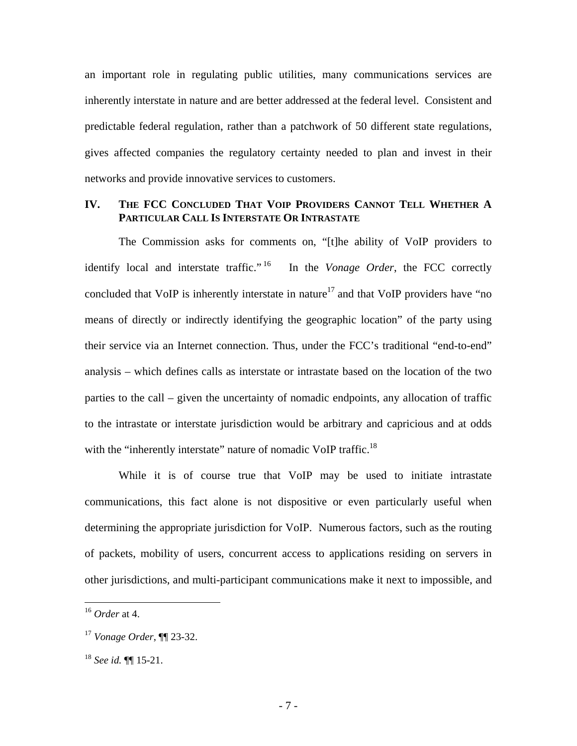an important role in regulating public utilities, many communications services are inherently interstate in nature and are better addressed at the federal level. Consistent and predictable federal regulation, rather than a patchwork of 50 different state regulations, gives affected companies the regulatory certainty needed to plan and invest in their networks and provide innovative services to customers.

## IV. THE FCC CONCLUDED THAT VOIP PROVIDERS CANNOT TELL WHETHER A PARTICULAR CALL IS INTERSTATE OR INTRASTATE

The Commission asks for comments on, "[t]he ability of VoIP providers to identify local and interstate traffic."[16] In the *Vonage Order*, the FCC correctly concluded that VoIP is inherently interstate in nature[17] and that VoIP providers have "no means of directly or indirectly identifying the geographic location" of the party using their service via an Internet connection. Thus, under the FCC's traditional "end-to-end" analysis – which defines calls as interstate or intrastate based on the location of the two parties to the call – given the uncertainty of nomadic endpoints, any allocation of traffic to the intrastate or interstate jurisdiction would be arbitrary and capricious and at odds with the "inherently interstate" nature of nomadic VoIP traffic.[18]

While it is of course true that VoIP may be used to initiate intrastate communications, this fact alone is not dispositive or even particularly useful when determining the appropriate jurisdiction for VoIP. Numerous factors, such as the routing of packets, mobility of users, concurrent access to applications residing on servers in other jurisdictions, and multi-participant communications make it next to impossible, and

---

[16] *Order* at 4.

[17] *Vonage Order*, ¶¶ 23-32.

[18] *See id.* ¶¶ 15-21.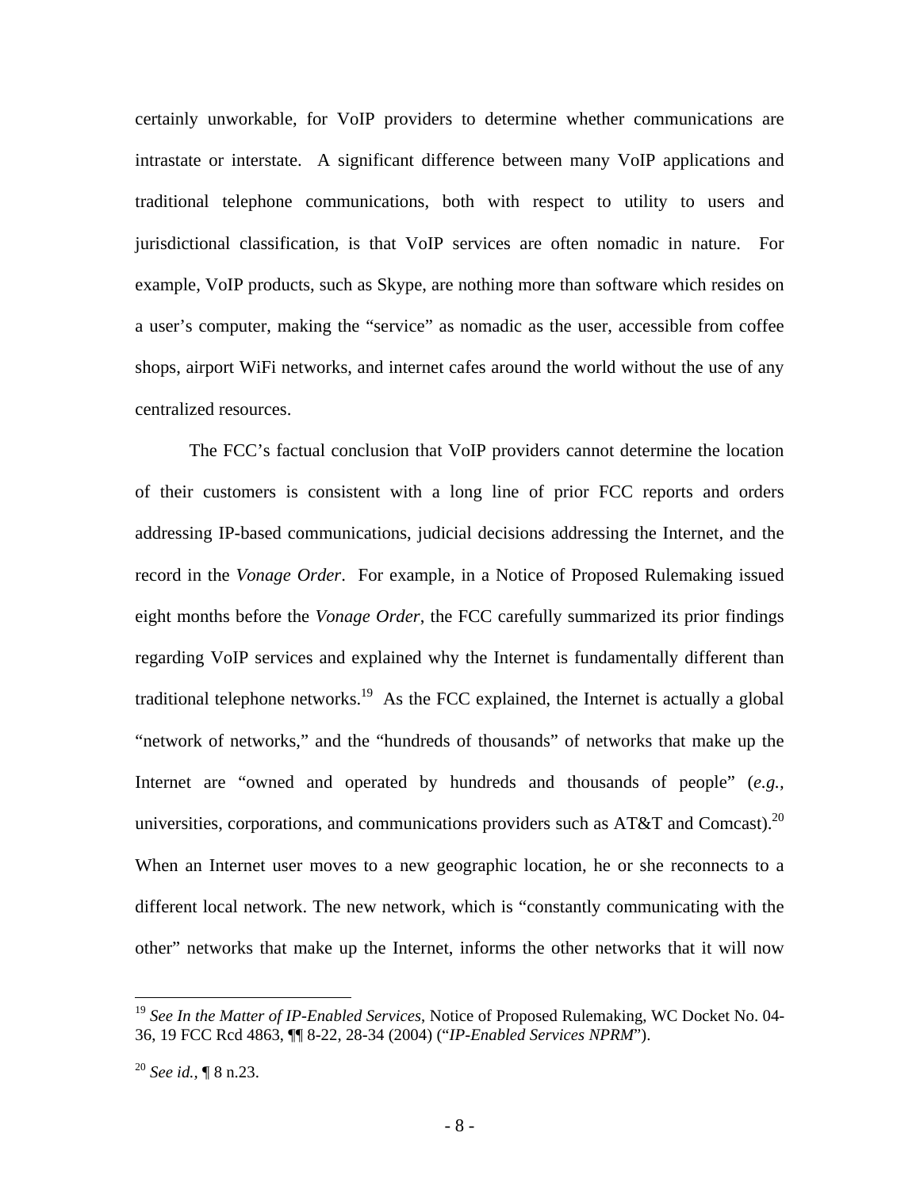certainly unworkable, for VoIP providers to determine whether communications are intrastate or interstate. A significant difference between many VoIP applications and traditional telephone communications, both with respect to utility to users and jurisdictional classification, is that VoIP services are often nomadic in nature. For example, VoIP products, such as Skype, are nothing more than software which resides on a user's computer, making the "service" as nomadic as the user, accessible from coffee shops, airport WiFi networks, and internet cafes around the world without the use of any centralized resources.

The FCC's factual conclusion that VoIP providers cannot determine the location of their customers is consistent with a long line of prior FCC reports and orders addressing IP-based communications, judicial decisions addressing the Internet, and the record in the *Vonage Order*. For example, in a Notice of Proposed Rulemaking issued eight months before the *Vonage Order*, the FCC carefully summarized its prior findings regarding VoIP services and explained why the Internet is fundamentally different than traditional telephone networks.[19] As the FCC explained, the Internet is actually a global "network of networks," and the "hundreds of thousands" of networks that make up the Internet are "owned and operated by hundreds and thousands of people" (*e.g.*, universities, corporations, and communications providers such as AT&T and Comcast).[20] When an Internet user moves to a new geographic location, he or she reconnects to a different local network. The new network, which is "constantly communicating with the other" networks that make up the Internet, informs the other networks that it will now

---

[19] *See In the Matter of IP-Enabled Services*, Notice of Proposed Rulemaking, WC Docket No. 04-36, 19 FCC Rcd 4863, ¶¶ 8-22, 28-34 (2004) ("*IP-Enabled Services NPRM*").

[20] *See id.*, ¶ 8 n.23.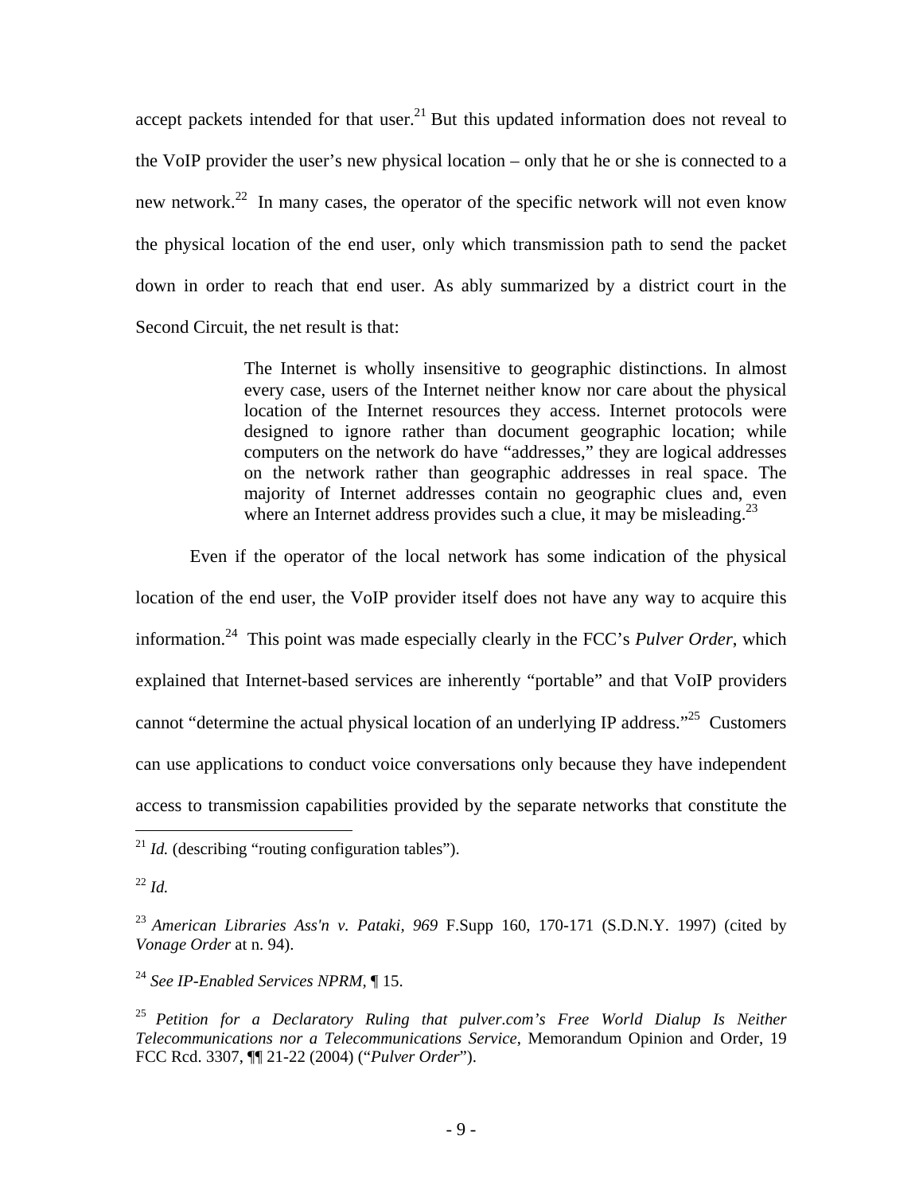accept packets intended for that user.[21] But this updated information does not reveal to the VoIP provider the user's new physical location – only that he or she is connected to a new network.[22] In many cases, the operator of the specific network will not even know the physical location of the end user, only which transmission path to send the packet down in order to reach that end user. As ably summarized by a district court in the Second Circuit, the net result is that:

> The Internet is wholly insensitive to geographic distinctions. In almost every case, users of the Internet neither know nor care about the physical location of the Internet resources they access. Internet protocols were designed to ignore rather than document geographic location; while computers on the network do have "addresses," they are logical addresses on the network rather than geographic addresses in real space. The majority of Internet addresses contain no geographic clues and, even where an Internet address provides such a clue, it may be misleading.[23]

Even if the operator of the local network has some indication of the physical location of the end user, the VoIP provider itself does not have any way to acquire this information.[24] This point was made especially clearly in the FCC's *Pulver Order*, which explained that Internet-based services are inherently "portable" and that VoIP providers cannot "determine the actual physical location of an underlying IP address."[25] Customers can use applications to conduct voice conversations only because they have independent access to transmission capabilities provided by the separate networks that constitute the

---

[21] *Id.* (describing "routing configuration tables").

[22] *Id.*

[23] *American Libraries Ass'n v. Pataki, 969* F.Supp 160, 170-171 (S.D.N.Y. 1997) (cited by *Vonage Order* at n. 94).

[24] *See IP-Enabled Services NPRM*, ¶ 15.

[25] *Petition for a Declaratory Ruling that pulver.com's Free World Dialup Is Neither Telecommunications nor a Telecommunications Service*, Memorandum Opinion and Order, 19 FCC Rcd. 3307, ¶¶ 21-22 (2004) ("*Pulver Order*").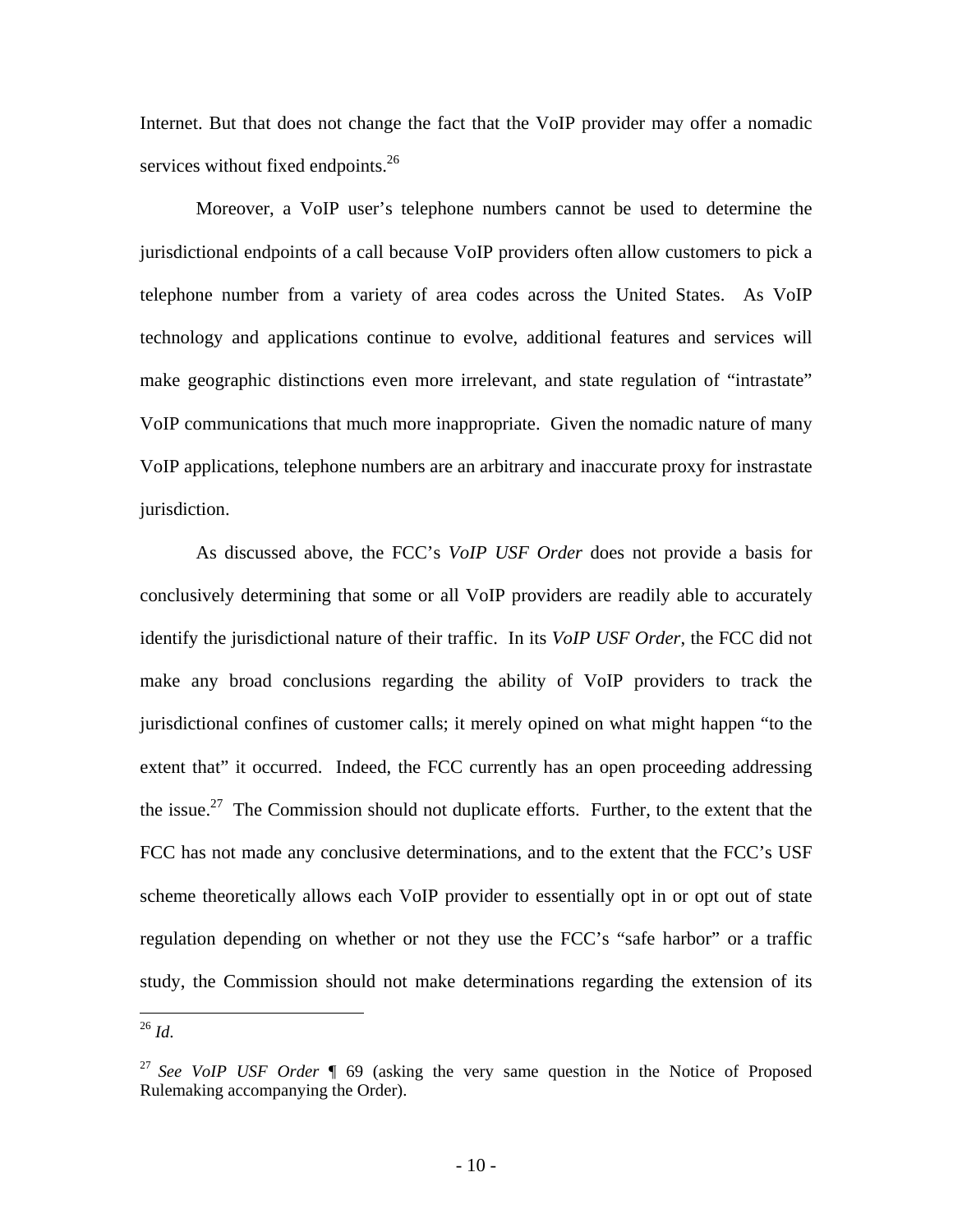Internet. But that does not change the fact that the VoIP provider may offer a nomadic services without fixed endpoints.[26]

Moreover, a VoIP user's telephone numbers cannot be used to determine the jurisdictional endpoints of a call because VoIP providers often allow customers to pick a telephone number from a variety of area codes across the United States. As VoIP technology and applications continue to evolve, additional features and services will make geographic distinctions even more irrelevant, and state regulation of "intrastate" VoIP communications that much more inappropriate. Given the nomadic nature of many VoIP applications, telephone numbers are an arbitrary and inaccurate proxy for instrastate jurisdiction.

As discussed above, the FCC's *VoIP USF Order* does not provide a basis for conclusively determining that some or all VoIP providers are readily able to accurately identify the jurisdictional nature of their traffic. In its *VoIP USF Order*, the FCC did not make any broad conclusions regarding the ability of VoIP providers to track the jurisdictional confines of customer calls; it merely opined on what might happen "to the extent that" it occurred. Indeed, the FCC currently has an open proceeding addressing the issue.[27] The Commission should not duplicate efforts. Further, to the extent that the FCC has not made any conclusive determinations, and to the extent that the FCC's USF scheme theoretically allows each VoIP provider to essentially opt in or opt out of state regulation depending on whether or not they use the FCC's "safe harbor" or a traffic study, the Commission should not make determinations regarding the extension of its

---

[26] *Id.*

[27] *See VoIP USF Order* ¶ 69 (asking the very same question in the Notice of Proposed Rulemaking accompanying the Order).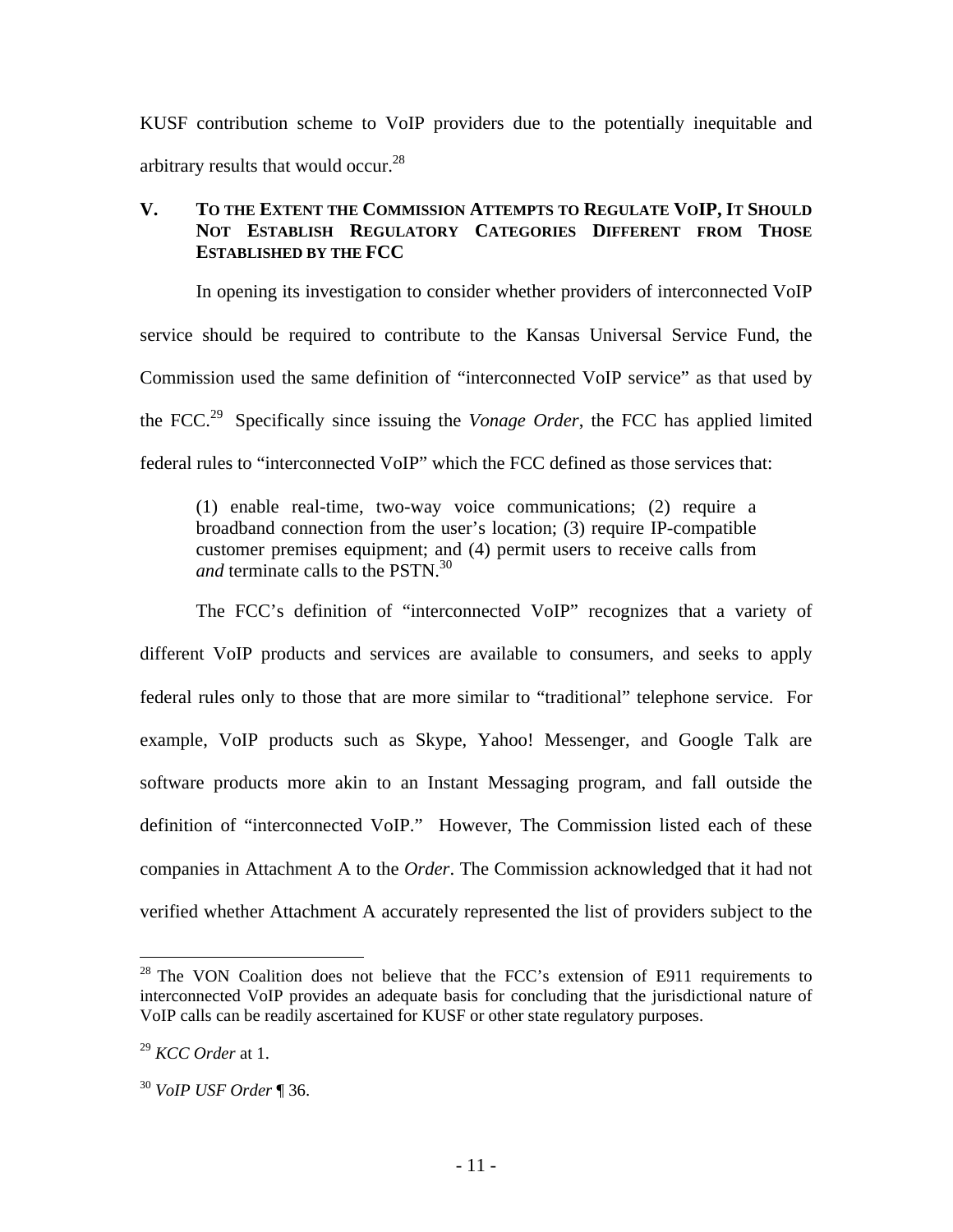KUSF contribution scheme to VoIP providers due to the potentially inequitable and arbitrary results that would occur.[28]

## V. To the Extent the Commission Attempts to Regulate VoIP, It Should Not Establish Regulatory Categories Different from Those Established by the FCC

In opening its investigation to consider whether providers of interconnected VoIP service should be required to contribute to the Kansas Universal Service Fund, the Commission used the same definition of "interconnected VoIP service" as that used by the FCC.[29] Specifically since issuing the *Vonage Order*, the FCC has applied limited federal rules to "interconnected VoIP" which the FCC defined as those services that:

> (1) enable real-time, two-way voice communications; (2) require a broadband connection from the user's location; (3) require IP-compatible customer premises equipment; and (4) permit users to receive calls from *and* terminate calls to the PSTN.[30]

The FCC's definition of "interconnected VoIP" recognizes that a variety of different VoIP products and services are available to consumers, and seeks to apply federal rules only to those that are more similar to "traditional" telephone service. For example, VoIP products such as Skype, Yahoo! Messenger, and Google Talk are software products more akin to an Instant Messaging program, and fall outside the definition of "interconnected VoIP." However, The Commission listed each of these companies in Attachment A to the *Order*. The Commission acknowledged that it had not verified whether Attachment A accurately represented the list of providers subject to the

---

[28] The VON Coalition does not believe that the FCC's extension of E911 requirements to interconnected VoIP provides an adequate basis for concluding that the jurisdictional nature of VoIP calls can be readily ascertained for KUSF or other state regulatory purposes.

[29] *KCC Order* at 1.

[30] *VoIP USF Order* ¶ 36.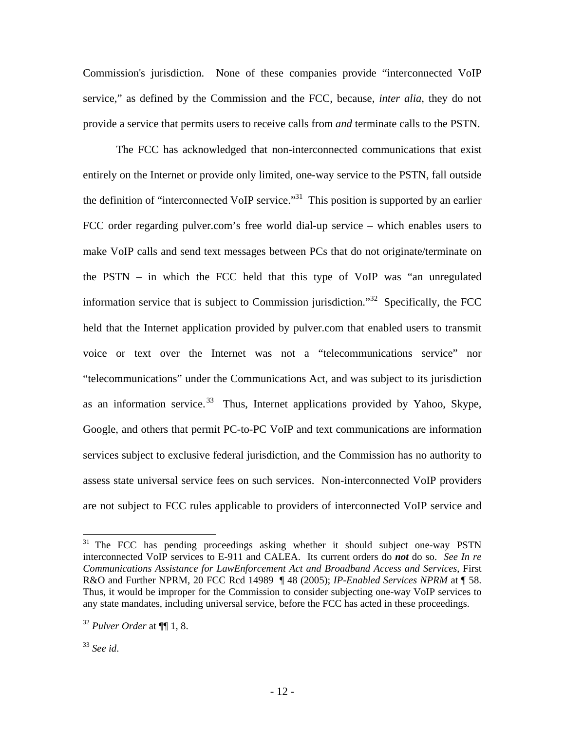Commission's jurisdiction. None of these companies provide "interconnected VoIP service," as defined by the Commission and the FCC, because, *inter alia*, they do not provide a service that permits users to receive calls from *and* terminate calls to the PSTN.

The FCC has acknowledged that non-interconnected communications that exist entirely on the Internet or provide only limited, one-way service to the PSTN, fall outside the definition of "interconnected VoIP service."[31] This position is supported by an earlier FCC order regarding pulver.com's free world dial-up service – which enables users to make VoIP calls and send text messages between PCs that do not originate/terminate on the PSTN – in which the FCC held that this type of VoIP was "an unregulated information service that is subject to Commission jurisdiction."[32] Specifically, the FCC held that the Internet application provided by pulver.com that enabled users to transmit voice or text over the Internet was not a "telecommunications service" nor "telecommunications" under the Communications Act, and was subject to its jurisdiction as an information service.[33] Thus, Internet applications provided by Yahoo, Skype, Google, and others that permit PC-to-PC VoIP and text communications are information services subject to exclusive federal jurisdiction, and the Commission has no authority to assess state universal service fees on such services. Non-interconnected VoIP providers are not subject to FCC rules applicable to providers of interconnected VoIP service and

---

[31] The FCC has pending proceedings asking whether it should subject one-way PSTN interconnected VoIP services to E-911 and CALEA. Its current orders do ***not*** do so. *See In re Communications Assistance for LawEnforcement Act and Broadband Access and Services*, First R&O and Further NPRM, 20 FCC Rcd 14989 ¶ 48 (2005); *IP-Enabled Services NPRM* at ¶ 58. Thus, it would be improper for the Commission to consider subjecting one-way VoIP services to any state mandates, including universal service, before the FCC has acted in these proceedings.

[32] *Pulver Order* at ¶¶ 1, 8.

[33] *See id*.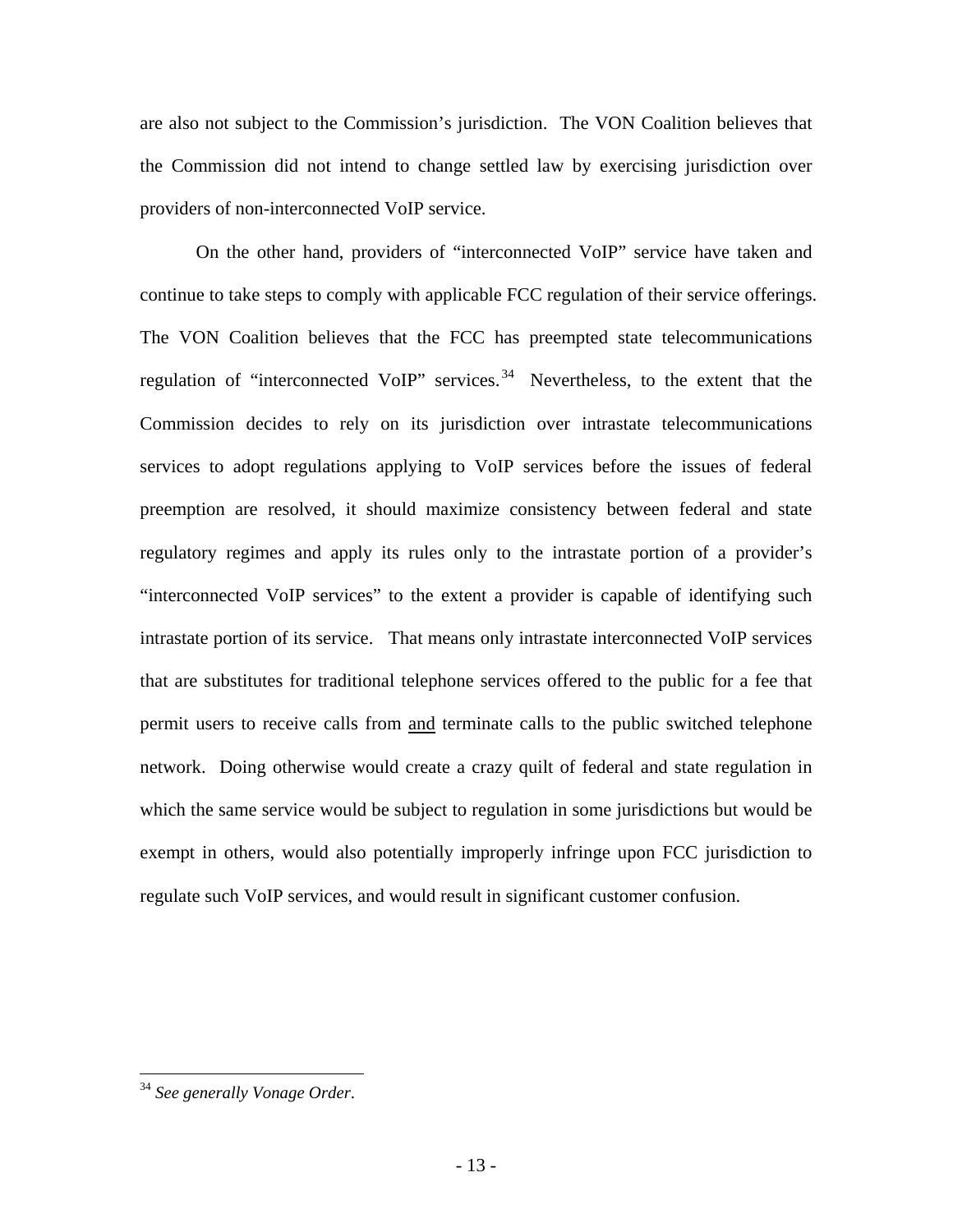are also not subject to the Commission's jurisdiction. The VON Coalition believes that the Commission did not intend to change settled law by exercising jurisdiction over providers of non-interconnected VoIP service.

On the other hand, providers of "interconnected VoIP" service have taken and continue to take steps to comply with applicable FCC regulation of their service offerings. The VON Coalition believes that the FCC has preempted state telecommunications regulation of "interconnected VoIP" services.[34] Nevertheless, to the extent that the Commission decides to rely on its jurisdiction over intrastate telecommunications services to adopt regulations applying to VoIP services before the issues of federal preemption are resolved, it should maximize consistency between federal and state regulatory regimes and apply its rules only to the intrastate portion of a provider's "interconnected VoIP services" to the extent a provider is capable of identifying such intrastate portion of its service. That means only intrastate interconnected VoIP services that are substitutes for traditional telephone services offered to the public for a fee that permit users to receive calls from <u>and</u> terminate calls to the public switched telephone network. Doing otherwise would create a crazy quilt of federal and state regulation in which the same service would be subject to regulation in some jurisdictions but would be exempt in others, would also potentially improperly infringe upon FCC jurisdiction to regulate such VoIP services, and would result in significant customer confusion.

---

[34] *See generally Vonage Order*.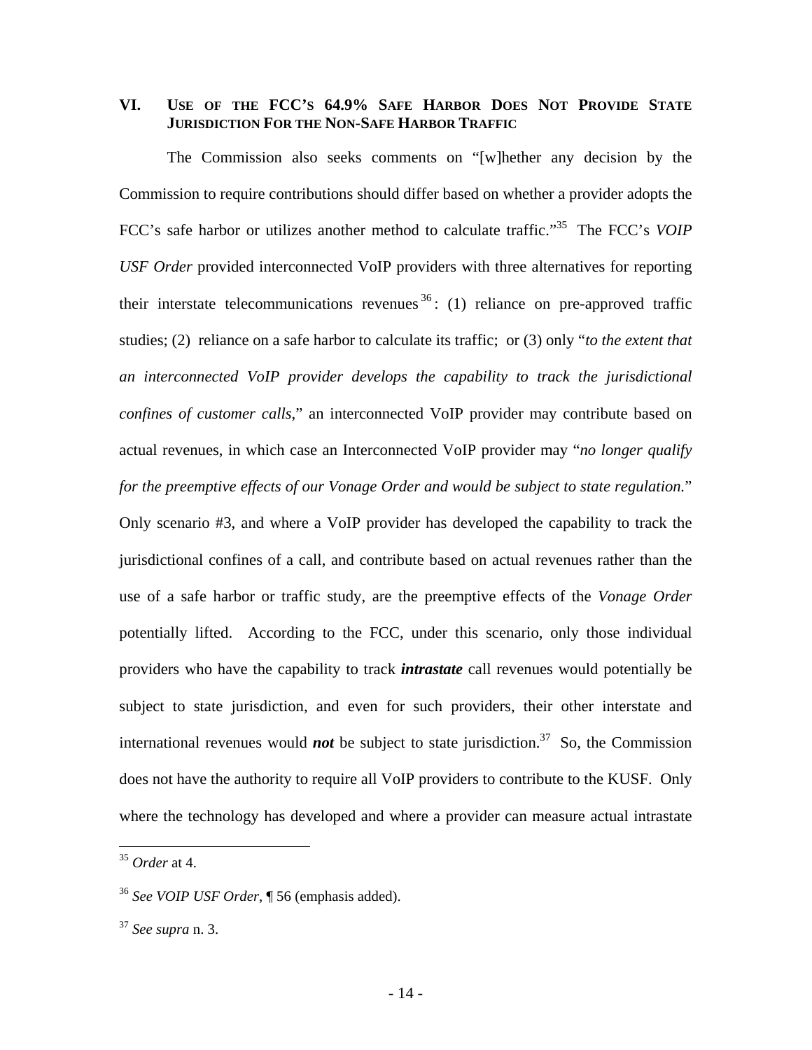## VI. USE OF THE FCC'S 64.9% SAFE HARBOR DOES NOT PROVIDE STATE JURISDICTION FOR THE NON-SAFE HARBOR TRAFFIC

The Commission also seeks comments on "[w]hether any decision by the Commission to require contributions should differ based on whether a provider adopts the FCC's safe harbor or utilizes another method to calculate traffic."[35] The FCC's *VOIP USF Order* provided interconnected VoIP providers with three alternatives for reporting their interstate telecommunications revenues[36]: (1) reliance on pre-approved traffic studies; (2) reliance on a safe harbor to calculate its traffic; or (3) only "*to the extent that an interconnected VoIP provider develops the capability to track the jurisdictional confines of customer calls*," an interconnected VoIP provider may contribute based on actual revenues, in which case an Interconnected VoIP provider may "*no longer qualify for the preemptive effects of our Vonage Order and would be subject to state regulation.*" Only scenario #3, and where a VoIP provider has developed the capability to track the jurisdictional confines of a call, and contribute based on actual revenues rather than the use of a safe harbor or traffic study, are the preemptive effects of the *Vonage Order* potentially lifted. According to the FCC, under this scenario, only those individual providers who have the capability to track ***intrastate*** call revenues would potentially be subject to state jurisdiction, and even for such providers, their other interstate and international revenues would ***not*** be subject to state jurisdiction.[37] So, the Commission does not have the authority to require all VoIP providers to contribute to the KUSF. Only where the technology has developed and where a provider can measure actual intrastate

---

[35] *Order* at 4.

[36] *See VOIP USF Order*, ¶ 56 (emphasis added).

[37] *See supra* n. 3.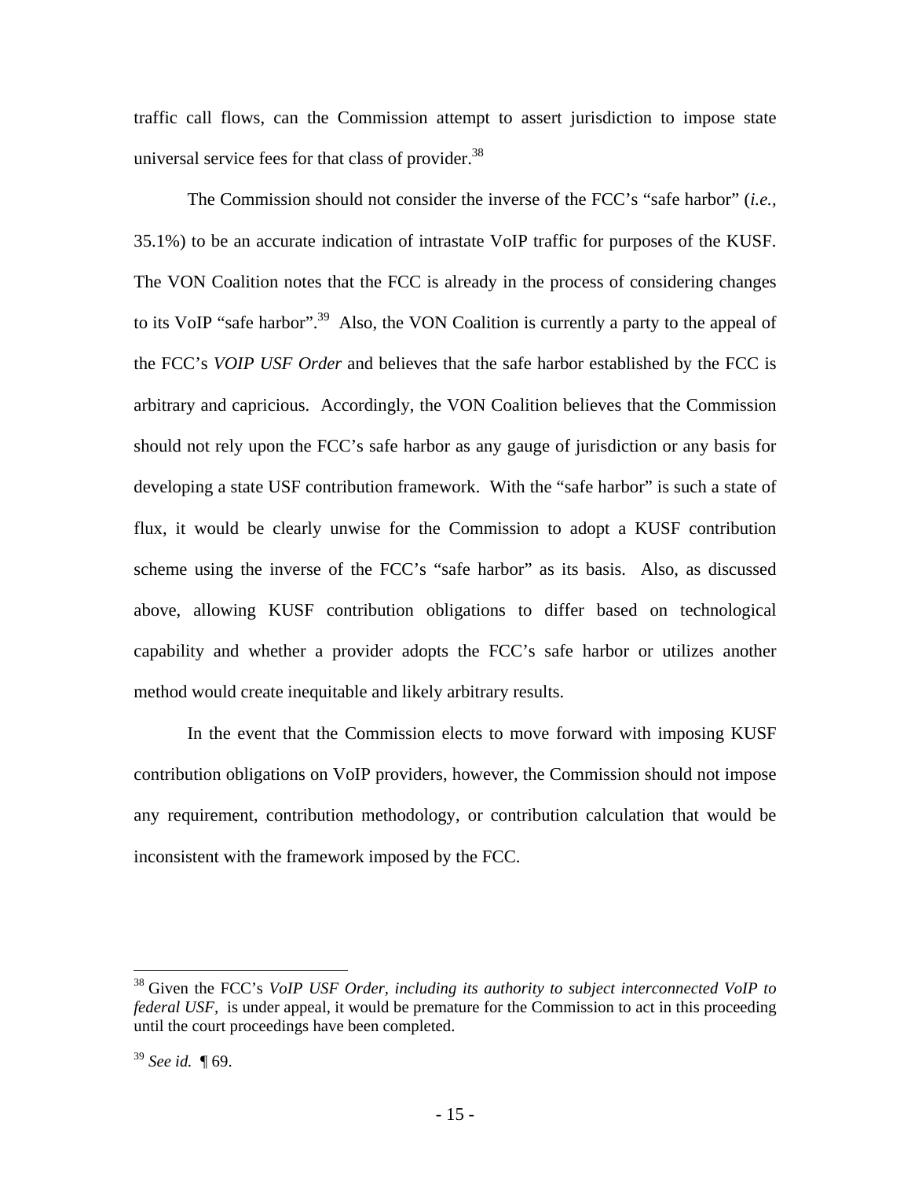traffic call flows, can the Commission attempt to assert jurisdiction to impose state universal service fees for that class of provider.[38]

The Commission should not consider the inverse of the FCC's "safe harbor" (*i.e.*, 35.1%) to be an accurate indication of intrastate VoIP traffic for purposes of the KUSF. The VON Coalition notes that the FCC is already in the process of considering changes to its VoIP "safe harbor".[39] Also, the VON Coalition is currently a party to the appeal of the FCC's *VOIP USF Order* and believes that the safe harbor established by the FCC is arbitrary and capricious. Accordingly, the VON Coalition believes that the Commission should not rely upon the FCC's safe harbor as any gauge of jurisdiction or any basis for developing a state USF contribution framework. With the "safe harbor" is such a state of flux, it would be clearly unwise for the Commission to adopt a KUSF contribution scheme using the inverse of the FCC's "safe harbor" as its basis. Also, as discussed above, allowing KUSF contribution obligations to differ based on technological capability and whether a provider adopts the FCC's safe harbor or utilizes another method would create inequitable and likely arbitrary results.

In the event that the Commission elects to move forward with imposing KUSF contribution obligations on VoIP providers, however, the Commission should not impose any requirement, contribution methodology, or contribution calculation that would be inconsistent with the framework imposed by the FCC.

---

[38] Given the FCC's *VoIP USF Order, including its authority to subject interconnected VoIP to federal USF*, is under appeal, it would be premature for the Commission to act in this proceeding until the court proceedings have been completed.

[39] *See id.* ¶ 69.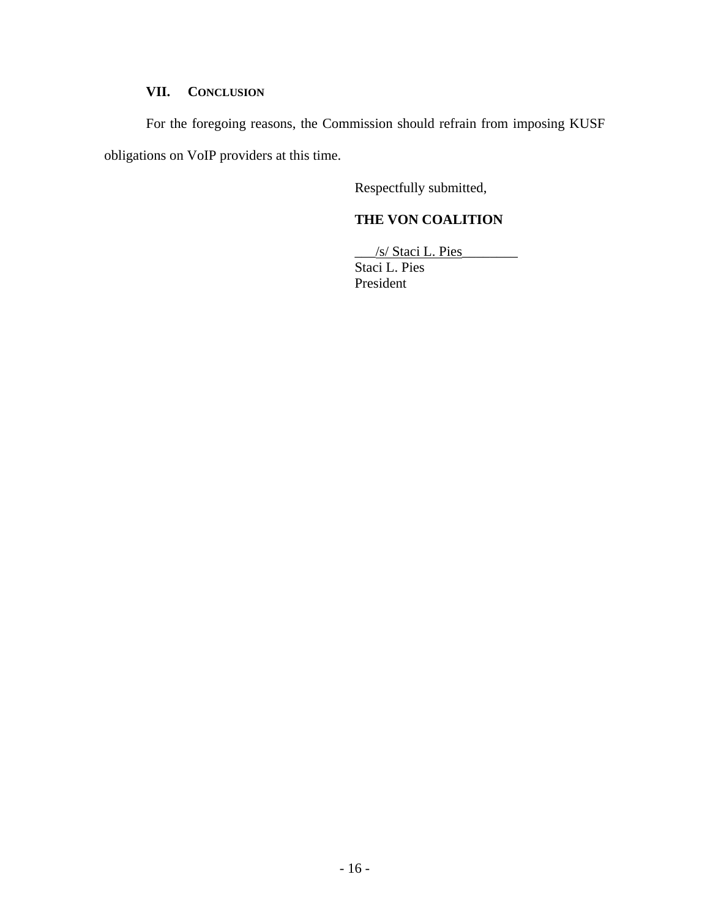## VII. CONCLUSION

For the foregoing reasons, the Commission should refrain from imposing KUSF obligations on VoIP providers at this time.

Respectfully submitted,

**THE VON COALITION**

/s/ Staci L. Pies
Staci L. Pies
President